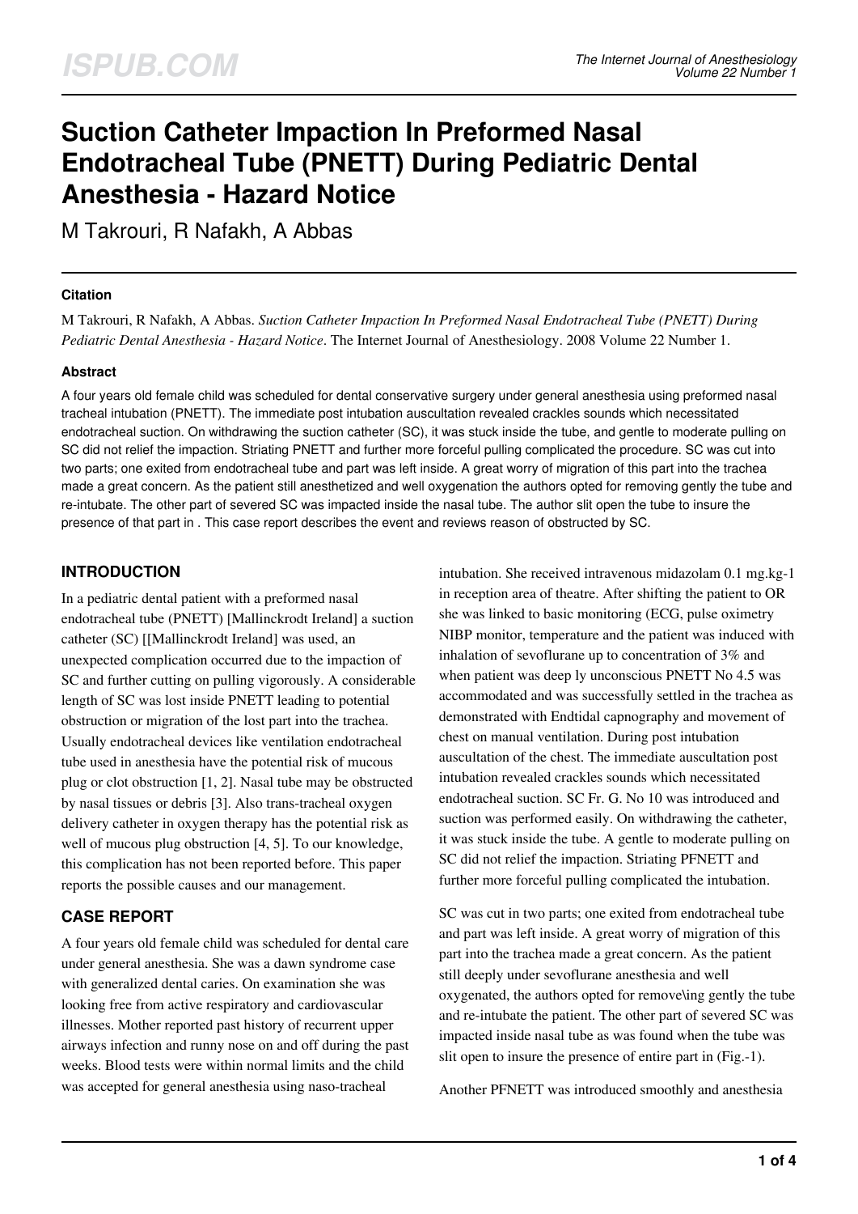# Suction Catheter Impaction In Preformed Nasal Endotracheal Tube (PNETT) During Pediatric Dental Anesthesia - Hazard Notice

M Takrouri, R Nafakh, A Abbas

### Citation

M Takrouri, R Nafakh, A Abbas. *Suction Catheter Impaction In Preformed Nasal Endotracheal Tube (PNETT) During Pediatric Dental Anesthesia - Hazard Notice*. The Internet Journal of Anesthesiology. 2008 Volume 22 Number 1.

### Abstract

A four years old female child was scheduled for dental conservative surgery under general anesthesia using preformed nasal tracheal intubation (PNETT). The immediate post intubation auscultation revealed crackles sounds which necessitated endotracheal suction. On withdrawing the suction catheter (SC), it was stuck inside the tube, and gentle to moderate pulling on SC did not relief the impaction. Striating PNETT and further more forceful pulling complicated the procedure. SC was cut into two parts; one exited from endotracheal tube and part was left inside. A great worry of migration of this part into the trachea made a great concern. As the patient still anesthetized and well oxygenation the authors opted for removing gently the tube and re-intubate. The other part of severed SC was impacted inside the nasal tube. The author slit open the tube to insure the presence of that part in . This case report describes the event and reviews reason of obstructed by SC.

## INTRODUCTION

In a pediatric dental patient with a preformed nasal endotracheal tube (PNETT) [Mallinckrodt Ireland] a suction catheter (SC) [[Mallinckrodt Ireland] was used, an unexpected complication occurred due to the impaction of SC and further cutting on pulling vigorously. A considerable length of SC was lost inside PNETT leading to potential obstruction or migration of the lost part into the trachea. Usually endotracheal devices like ventilation endotracheal tube used in anesthesia have the potential risk of mucous plug or clot obstruction [1, 2]. Nasal tube may be obstructed by nasal tissues or debris [3]. Also trans-tracheal oxygen delivery catheter in oxygen therapy has the potential risk as well of mucous plug obstruction [4, 5]. To our knowledge, this complication has not been reported before. This paper reports the possible causes and our management.

## CASE REPORT

A four years old female child was scheduled for dental care under general anesthesia. She was a dawn syndrome case with generalized dental caries. On examination she was looking free from active respiratory and cardiovascular illnesses. Mother reported past history of recurrent upper airways infection and runny nose on and off during the past weeks. Blood tests were within normal limits and the child was accepted for general anesthesia using naso-tracheal intubation. She received intravenous midazolam 0.1 mg.kg-1 in reception area of theatre. After shifting the patient to OR she was linked to basic monitoring (ECG, pulse oximetry NIBP monitor, temperature and the patient was induced with inhalation of sevoflurane up to concentration of 3% and when patient was deep ly unconscious PNETT No 4.5 was accommodated and was successfully settled in the trachea as demonstrated with Endtidal capnography and movement of chest on manual ventilation. During post intubation auscultation of the chest. The immediate auscultation post intubation revealed crackles sounds which necessitated endotracheal suction. SC Fr. G. No 10 was introduced and suction was performed easily. On withdrawing the catheter, it was stuck inside the tube. A gentle to moderate pulling on SC did not relief the impaction. Striating PFNETT and further more forceful pulling complicated the intubation.

SC was cut in two parts; one exited from endotracheal tube and part was left inside. A great worry of migration of this part into the trachea made a great concern. As the patient still deeply under sevoflurane anesthesia and well oxygenated, the authors opted for remove\ing gently the tube and re-intubate the patient. The other part of severed SC was impacted inside nasal tube as was found when the tube was slit open to insure the presence of entire part in (Fig.-1).

Another PFNETT was introduced smoothly and anesthesia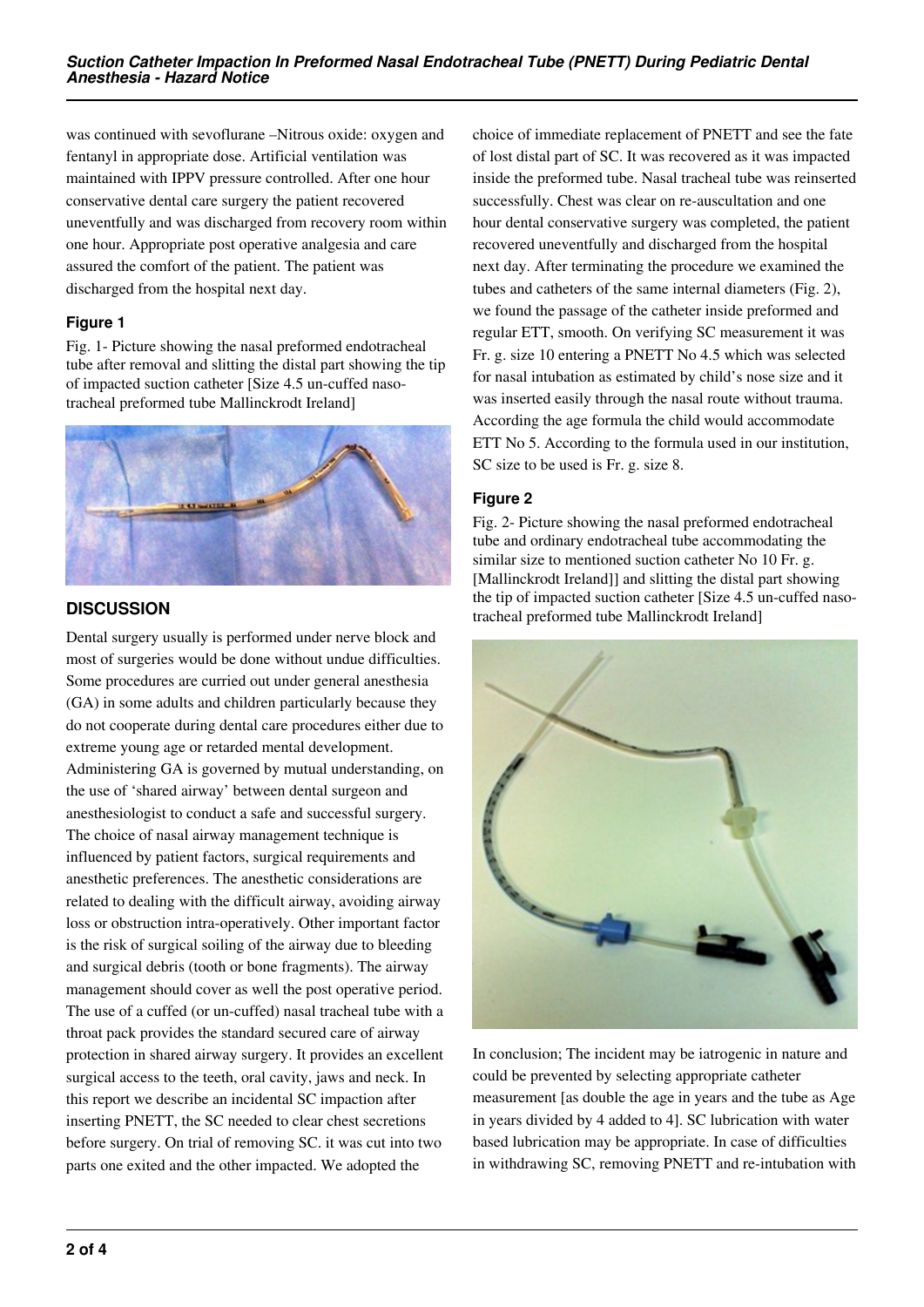was continued with sevoflurane –Nitrous oxide: oxygen and fentanyl in appropriate dose. Artificial ventilation was maintained with IPPV pressure controlled. After one hour conservative dental care surgery the patient recovered uneventfully and was discharged from recovery room within one hour. Appropriate post operative analgesia and care assured the comfort of the patient. The patient was discharged from the hospital next day.

### Figure 1

Fig. 1- Picture showing the nasal preformed endotracheal tube after removal and slitting the distal part showing the tip of impacted suction catheter [Size 4.5 un-cuffed naso-tracheal preformed tube Mallinckrodt Ireland]

## DISCUSSION

Dental surgery usually is performed under nerve block and most of surgeries would be done without undue difficulties. Some procedures are curried out under general anesthesia (GA) in some adults and children particularly because they do not cooperate during dental care procedures either due to extreme young age or retarded mental development. Administering GA is governed by mutual understanding, on the use of 'shared airway' between dental surgeon and anesthesiologist to conduct a safe and successful surgery. The choice of nasal airway management technique is influenced by patient factors, surgical requirements and anesthetic preferences. The anesthetic considerations are related to dealing with the difficult airway, avoiding airway loss or obstruction intra-operatively. Other important factor is the risk of surgical soiling of the airway due to bleeding and surgical debris (tooth or bone fragments). The airway management should cover as well the post operative period. The use of a cuffed (or un-cuffed) nasal tracheal tube with a throat pack provides the standard secured care of airway protection in shared airway surgery. It provides an excellent surgical access to the teeth, oral cavity, jaws and neck. In this report we describe an incidental SC impaction after inserting PNETT, the SC needed to clear chest secretions before surgery. On trial of removing SC. it was cut into two parts one exited and the other impacted. We adopted the choice of immediate replacement of PNETT and see the fate of lost distal part of SC. It was recovered as it was impacted inside the preformed tube. Nasal tracheal tube was reinserted successfully. Chest was clear on re-auscultation and one hour dental conservative surgery was completed, the patient recovered uneventfully and discharged from the hospital next day. After terminating the procedure we examined the tubes and catheters of the same internal diameters (Fig. 2), we found the passage of the catheter inside preformed and regular ETT, smooth. On verifying SC measurement it was Fr. g. size 10 entering a PNETT No 4.5 which was selected for nasal intubation as estimated by child's nose size and it was inserted easily through the nasal route without trauma. According the age formula the child would accommodate ETT No 5. According to the formula used in our institution, SC size to be used is Fr. g. size 8.

### Figure 2

Fig. 2- Picture showing the nasal preformed endotracheal tube and ordinary endotracheal tube accommodating the similar size to mentioned suction catheter No 10 Fr. g. [Mallinckrodt Ireland]] and slitting the distal part showing the tip of impacted suction catheter [Size 4.5 un-cuffed naso-tracheal preformed tube Mallinckrodt Ireland]

In conclusion; The incident may be iatrogenic in nature and could be prevented by selecting appropriate catheter measurement [as double the age in years and the tube as Age in years divided by 4 added to 4]. SC lubrication with water based lubrication may be appropriate. In case of difficulties in withdrawing SC, removing PNETT and re-intubation with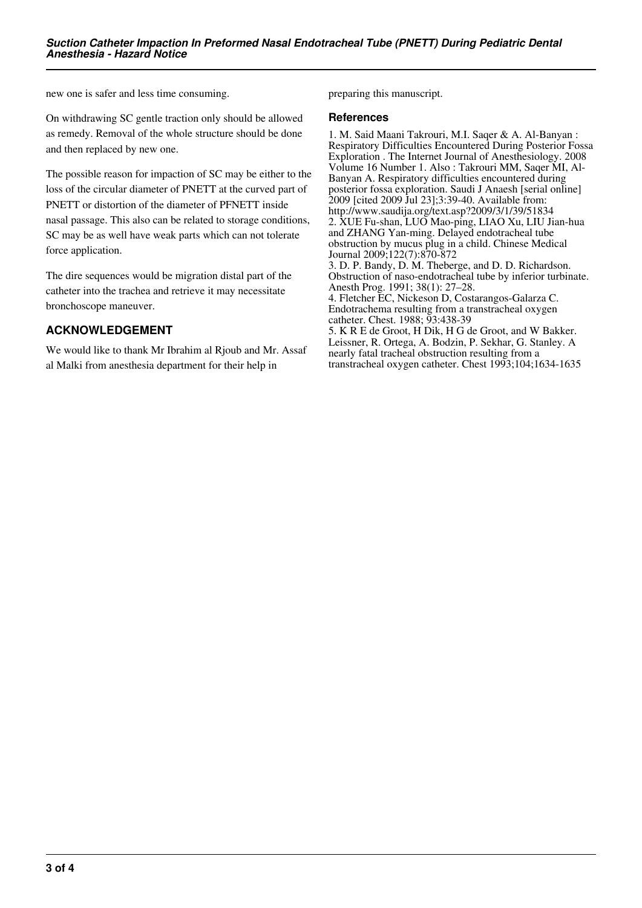new one is safer and less time consuming.

On withdrawing SC gentle traction only should be allowed as remedy. Removal of the whole structure should be done and then replaced by new one.

The possible reason for impaction of SC may be either to the loss of the circular diameter of PNETT at the curved part of PNETT or distortion of the diameter of PFNETT inside nasal passage. This also can be related to storage conditions, SC may be as well have weak parts which can not tolerate force application.

The dire sequences would be migration distal part of the catheter into the trachea and retrieve it may necessitate bronchoscope maneuver.

## ACKNOWLEDGEMENT

We would like to thank Mr Ibrahim al Rjoub and Mr. Assaf al Malki from anesthesia department for their help in preparing this manuscript.

### References

1. M. Said Maani Takrouri, M.I. Saqer & A. Al-Banyan : Respiratory Difficulties Encountered During Posterior Fossa Exploration . The Internet Journal of Anesthesiology. 2008 Volume 16 Number 1. Also : Takrouri MM, Saqer MI, Al-Banyan A. Respiratory difficulties encountered during posterior fossa exploration. Saudi J Anaesh [serial online] 2009 [cited 2009 Jul 23];3:39-40. Available from: http://www.saudija.org/text.asp?2009/3/1/39/51834
2. XUE Fu-shan, LUO Mao-ping, LIAO Xu, LIU Jian-hua and ZHANG Yan-ming. Delayed endotracheal tube obstruction by mucus plug in a child. Chinese Medical Journal 2009;122(7):870-872
3. D. P. Bandy, D. M. Theberge, and D. D. Richardson. Obstruction of naso-endotracheal tube by inferior turbinate. Anesth Prog. 1991; 38(1): 27–28.
4. Fletcher EC, Nickeson D, Costarangos-Galarza C. Endotrachema resulting from a transtracheal oxygen catheter. Chest. 1988; 93:438-39
5. K R E de Groot, H Dik, H G de Groot, and W Bakker. Leissner, R. Ortega, A. Bodzin, P. Sekhar, G. Stanley. A nearly fatal tracheal obstruction resulting from a transtracheal oxygen catheter. Chest 1993;104;1634-1635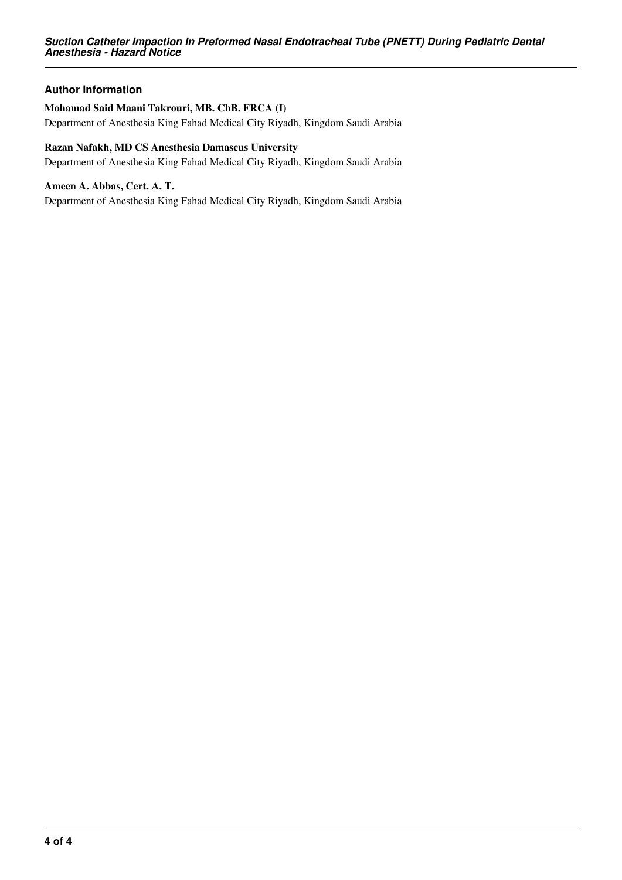### Author Information

**Mohamad Said Maani Takrouri, MB. ChB. FRCA (I)**
Department of Anesthesia King Fahad Medical City Riyadh, Kingdom Saudi Arabia

**Razan Nafakh, MD CS Anesthesia Damascus University**
Department of Anesthesia King Fahad Medical City Riyadh, Kingdom Saudi Arabia

**Ameen A. Abbas, Cert. A. T.**
Department of Anesthesia King Fahad Medical City Riyadh, Kingdom Saudi Arabia